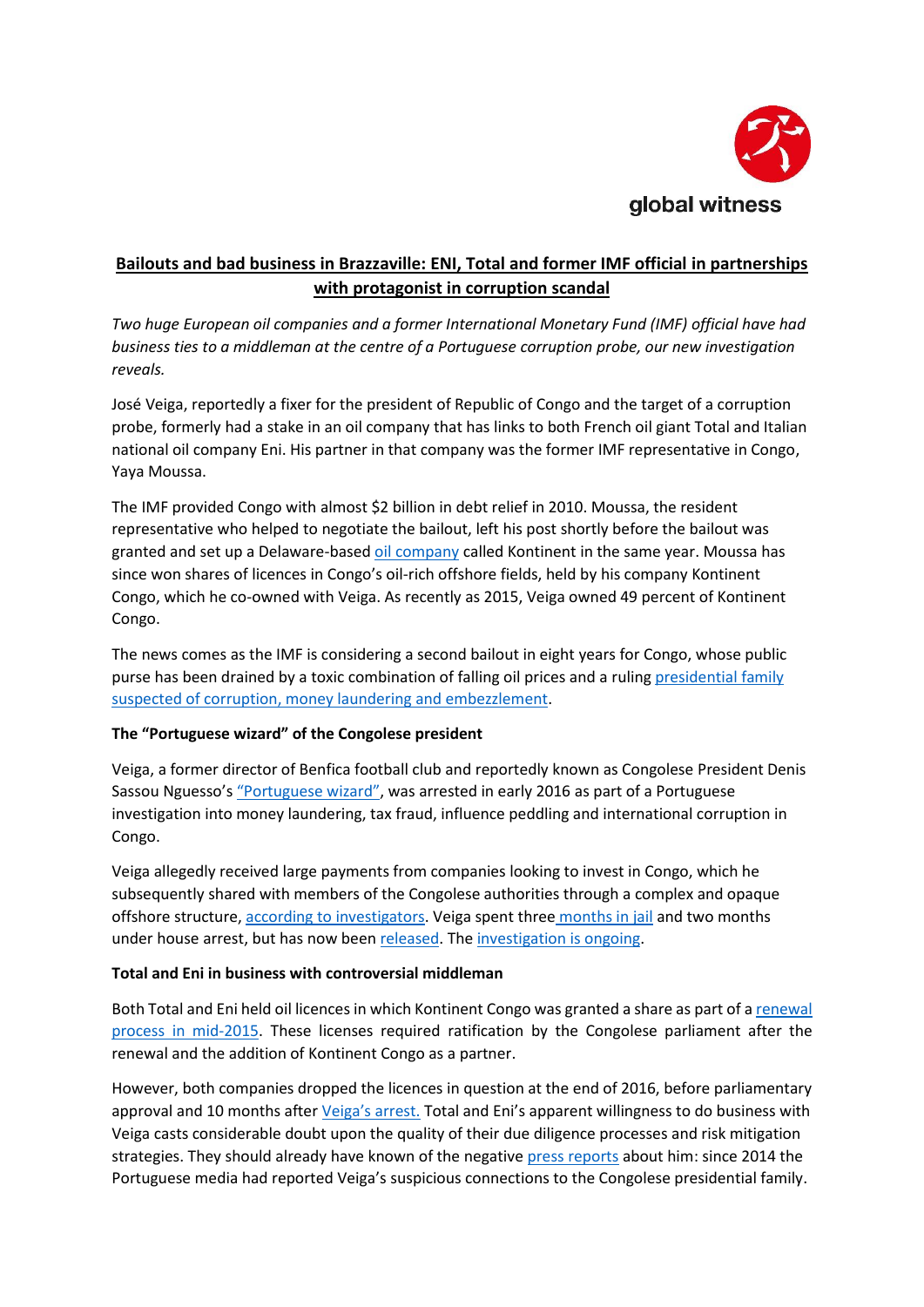global witness

# Bailouts and bad business in Brazzaville: ENI, Total and former IMF official in partnerships with protagonist in corruption scandal

*Two huge European oil companies and a former International Monetary Fund (IMF) official have had business ties to a middleman at the centre of a Portuguese corruption probe, our new investigation reveals.*

José Veiga, reportedly a fixer for the president of Republic of Congo and the target of a corruption probe, formerly had a stake in an oil company that has links to both French oil giant Total and Italian national oil company Eni. His partner in that company was the former IMF representative in Congo, Yaya Moussa.

The IMF provided Congo with almost $2 billion in debt relief in 2010. Moussa, the resident representative who helped to negotiate the bailout, left his post shortly before the bailout was granted and set up a Delaware-based oil company called Kontinent in the same year. Moussa has since won shares of licences in Congo's oil-rich offshore fields, held by his company Kontinent Congo, which he co-owned with Veiga. As recently as 2015, Veiga owned 49 percent of Kontinent Congo.

The news comes as the IMF is considering a second bailout in eight years for Congo, whose public purse has been drained by a toxic combination of falling oil prices and a ruling presidential family suspected of corruption, money laundering and embezzlement.

**The "Portuguese wizard" of the Congolese president**

Veiga, a former director of Benfica football club and reportedly known as Congolese President Denis Sassou Nguesso's "Portuguese wizard", was arrested in early 2016 as part of a Portuguese investigation into money laundering, tax fraud, influence peddling and international corruption in Congo.

Veiga allegedly received large payments from companies looking to invest in Congo, which he subsequently shared with members of the Congolese authorities through a complex and opaque offshore structure, according to investigators. Veiga spent three months in jail and two months under house arrest, but has now been released. The investigation is ongoing.

**Total and Eni in business with controversial middleman**

Both Total and Eni held oil licences in which Kontinent Congo was granted a share as part of a renewal process in mid-2015. These licenses required ratification by the Congolese parliament after the renewal and the addition of Kontinent Congo as a partner.

However, both companies dropped the licences in question at the end of 2016, before parliamentary approval and 10 months after Veiga's arrest. Total and Eni's apparent willingness to do business with Veiga casts considerable doubt upon the quality of their due diligence processes and risk mitigation strategies. They should already have known of the negative press reports about him: since 2014 the Portuguese media had reported Veiga's suspicious connections to the Congolese presidential family.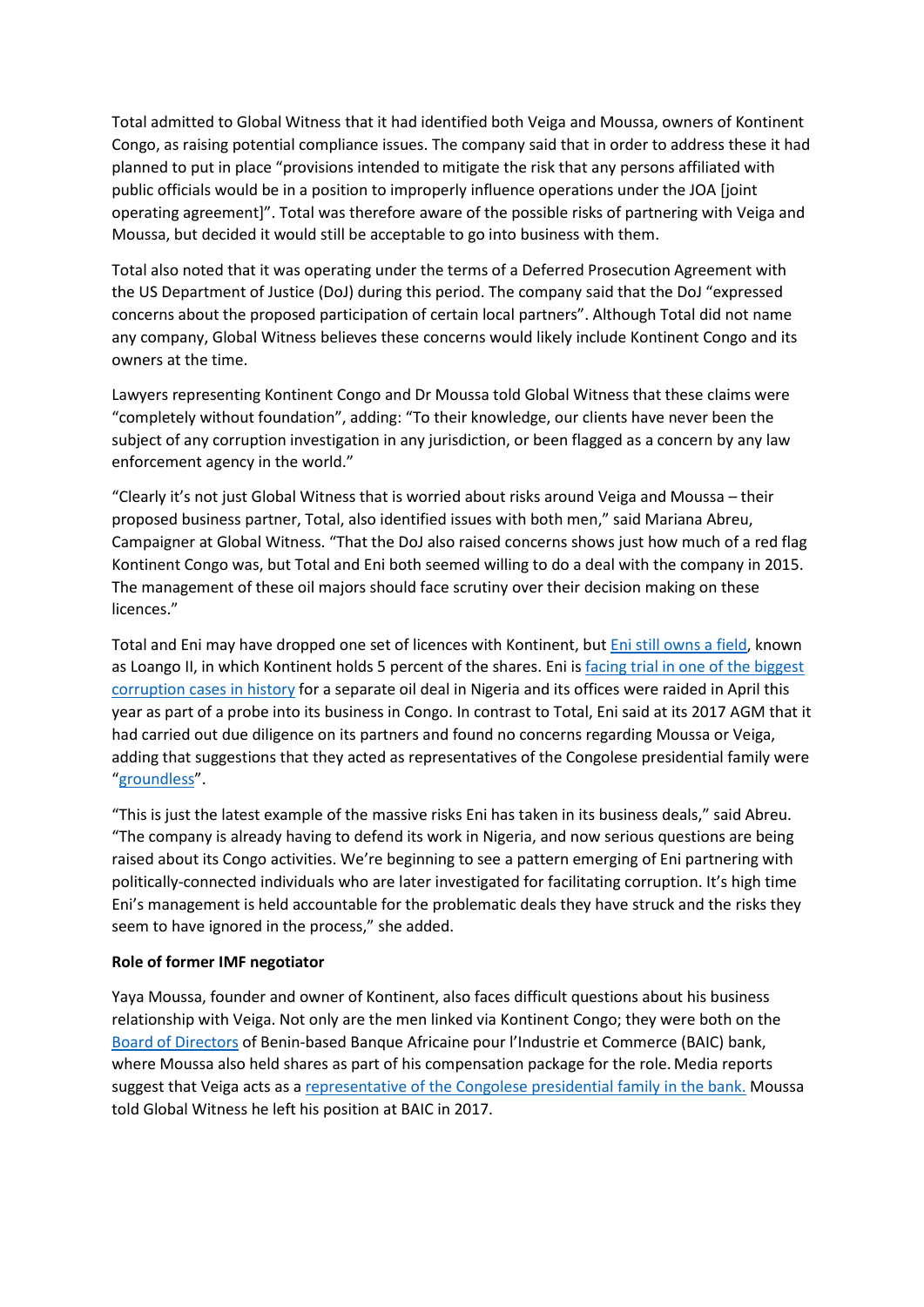Total admitted to Global Witness that it had identified both Veiga and Moussa, owners of Kontinent Congo, as raising potential compliance issues. The company said that in order to address these it had planned to put in place "provisions intended to mitigate the risk that any persons affiliated with public officials would be in a position to improperly influence operations under the JOA [joint operating agreement]". Total was therefore aware of the possible risks of partnering with Veiga and Moussa, but decided it would still be acceptable to go into business with them.

Total also noted that it was operating under the terms of a Deferred Prosecution Agreement with the US Department of Justice (DoJ) during this period. The company said that the DoJ "expressed concerns about the proposed participation of certain local partners". Although Total did not name any company, Global Witness believes these concerns would likely include Kontinent Congo and its owners at the time.

Lawyers representing Kontinent Congo and Dr Moussa told Global Witness that these claims were "completely without foundation", adding: "To their knowledge, our clients have never been the subject of any corruption investigation in any jurisdiction, or been flagged as a concern by any law enforcement agency in the world."

"Clearly it's not just Global Witness that is worried about risks around Veiga and Moussa – their proposed business partner, Total, also identified issues with both men," said Mariana Abreu, Campaigner at Global Witness. "That the DoJ also raised concerns shows just how much of a red flag Kontinent Congo was, but Total and Eni both seemed willing to do a deal with the company in 2015. The management of these oil majors should face scrutiny over their decision making on these licences."

Total and Eni may have dropped one set of licences with Kontinent, but Eni still owns a field, known as Loango II, in which Kontinent holds 5 percent of the shares. Eni is facing trial in one of the biggest corruption cases in history for a separate oil deal in Nigeria and its offices were raided in April this year as part of a probe into its business in Congo. In contrast to Total, Eni said at its 2017 AGM that it had carried out due diligence on its partners and found no concerns regarding Moussa or Veiga, adding that suggestions that they acted as representatives of the Congolese presidential family were "groundless".

"This is just the latest example of the massive risks Eni has taken in its business deals," said Abreu. "The company is already having to defend its work in Nigeria, and now serious questions are being raised about its Congo activities. We're beginning to see a pattern emerging of Eni partnering with politically-connected individuals who are later investigated for facilitating corruption. It's high time Eni's management is held accountable for the problematic deals they have struck and the risks they seem to have ignored in the process," she added.

**Role of former IMF negotiator**

Yaya Moussa, founder and owner of Kontinent, also faces difficult questions about his business relationship with Veiga. Not only are the men linked via Kontinent Congo; they were both on the Board of Directors of Benin-based Banque Africaine pour l'Industrie et Commerce (BAIC) bank, where Moussa also held shares as part of his compensation package for the role. Media reports suggest that Veiga acts as a representative of the Congolese presidential family in the bank. Moussa told Global Witness he left his position at BAIC in 2017.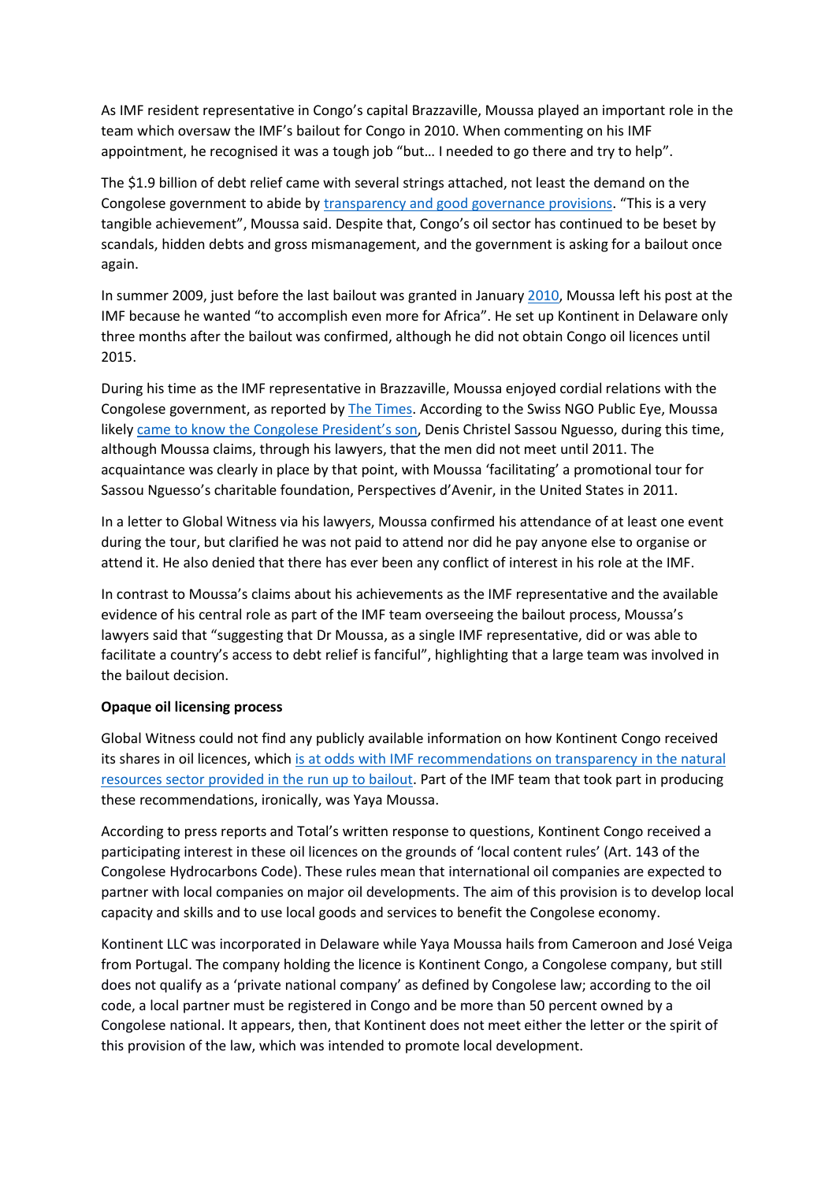As IMF resident representative in Congo's capital Brazzaville, Moussa played an important role in the team which oversaw the IMF's bailout for Congo in 2010. When commenting on his IMF appointment, he recognised it was a tough job "but… I needed to go there and try to help".

The $1.9 billion of debt relief came with several strings attached, not least the demand on the Congolese government to abide by transparency and good governance provisions. "This is a very tangible achievement", Moussa said. Despite that, Congo's oil sector has continued to be beset by scandals, hidden debts and gross mismanagement, and the government is asking for a bailout once again.

In summer 2009, just before the last bailout was granted in January 2010, Moussa left his post at the IMF because he wanted "to accomplish even more for Africa". He set up Kontinent in Delaware only three months after the bailout was confirmed, although he did not obtain Congo oil licences until 2015.

During his time as the IMF representative in Brazzaville, Moussa enjoyed cordial relations with the Congolese government, as reported by The Times. According to the Swiss NGO Public Eye, Moussa likely came to know the Congolese President's son, Denis Christel Sassou Nguesso, during this time, although Moussa claims, through his lawyers, that the men did not meet until 2011. The acquaintance was clearly in place by that point, with Moussa 'facilitating' a promotional tour for Sassou Nguesso's charitable foundation, Perspectives d'Avenir, in the United States in 2011.

In a letter to Global Witness via his lawyers, Moussa confirmed his attendance of at least one event during the tour, but clarified he was not paid to attend nor did he pay anyone else to organise or attend it. He also denied that there has ever been any conflict of interest in his role at the IMF.

In contrast to Moussa's claims about his achievements as the IMF representative and the available evidence of his central role as part of the IMF team overseeing the bailout process, Moussa's lawyers said that "suggesting that Dr Moussa, as a single IMF representative, did or was able to facilitate a country's access to debt relief is fanciful", highlighting that a large team was involved in the bailout decision.

**Opaque oil licensing process**

Global Witness could not find any publicly available information on how Kontinent Congo received its shares in oil licences, which is at odds with IMF recommendations on transparency in the natural resources sector provided in the run up to bailout. Part of the IMF team that took part in producing these recommendations, ironically, was Yaya Moussa.

According to press reports and Total's written response to questions, Kontinent Congo received a participating interest in these oil licences on the grounds of 'local content rules' (Art. 143 of the Congolese Hydrocarbons Code). These rules mean that international oil companies are expected to partner with local companies on major oil developments. The aim of this provision is to develop local capacity and skills and to use local goods and services to benefit the Congolese economy.

Kontinent LLC was incorporated in Delaware while Yaya Moussa hails from Cameroon and José Veiga from Portugal. The company holding the licence is Kontinent Congo, a Congolese company, but still does not qualify as a 'private national company' as defined by Congolese law; according to the oil code, a local partner must be registered in Congo and be more than 50 percent owned by a Congolese national. It appears, then, that Kontinent does not meet either the letter or the spirit of this provision of the law, which was intended to promote local development.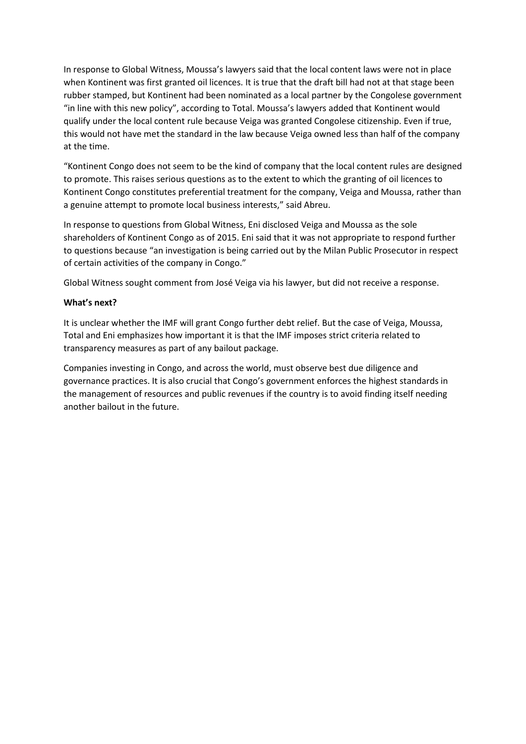In response to Global Witness, Moussa's lawyers said that the local content laws were not in place when Kontinent was first granted oil licences. It is true that the draft bill had not at that stage been rubber stamped, but Kontinent had been nominated as a local partner by the Congolese government "in line with this new policy", according to Total. Moussa's lawyers added that Kontinent would qualify under the local content rule because Veiga was granted Congolese citizenship. Even if true, this would not have met the standard in the law because Veiga owned less than half of the company at the time.

"Kontinent Congo does not seem to be the kind of company that the local content rules are designed to promote. This raises serious questions as to the extent to which the granting of oil licences to Kontinent Congo constitutes preferential treatment for the company, Veiga and Moussa, rather than a genuine attempt to promote local business interests," said Abreu.

In response to questions from Global Witness, Eni disclosed Veiga and Moussa as the sole shareholders of Kontinent Congo as of 2015. Eni said that it was not appropriate to respond further to questions because "an investigation is being carried out by the Milan Public Prosecutor in respect of certain activities of the company in Congo."

Global Witness sought comment from José Veiga via his lawyer, but did not receive a response.

**What's next?**

It is unclear whether the IMF will grant Congo further debt relief. But the case of Veiga, Moussa, Total and Eni emphasizes how important it is that the IMF imposes strict criteria related to transparency measures as part of any bailout package.

Companies investing in Congo, and across the world, must observe best due diligence and governance practices. It is also crucial that Congo's government enforces the highest standards in the management of resources and public revenues if the country is to avoid finding itself needing another bailout in the future.